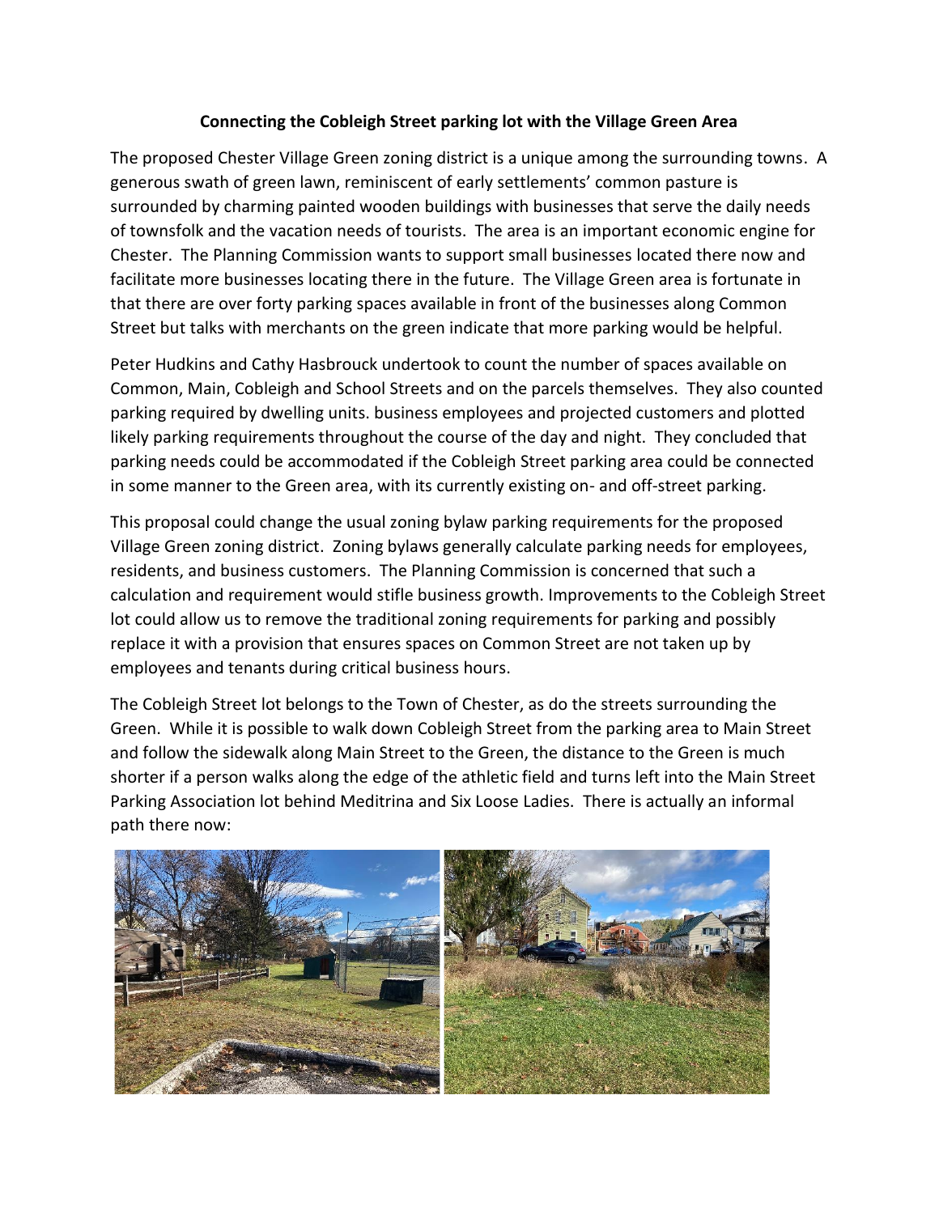**Connecting the Cobleigh Street parking lot with the Village Green Area**

The proposed Chester Village Green zoning district is a unique among the surrounding towns. A generous swath of green lawn, reminiscent of early settlements' common pasture is surrounded by charming painted wooden buildings with businesses that serve the daily needs of townsfolk and the vacation needs of tourists. The area is an important economic engine for Chester. The Planning Commission wants to support small businesses located there now and facilitate more businesses locating there in the future. The Village Green area is fortunate in that there are over forty parking spaces available in front of the businesses along Common Street but talks with merchants on the green indicate that more parking would be helpful.

Peter Hudkins and Cathy Hasbrouck undertook to count the number of spaces available on Common, Main, Cobleigh and School Streets and on the parcels themselves. They also counted parking required by dwelling units. business employees and projected customers and plotted likely parking requirements throughout the course of the day and night. They concluded that parking needs could be accommodated if the Cobleigh Street parking area could be connected in some manner to the Green area, with its currently existing on- and off-street parking.

This proposal could change the usual zoning bylaw parking requirements for the proposed Village Green zoning district. Zoning bylaws generally calculate parking needs for employees, residents, and business customers. The Planning Commission is concerned that such a calculation and requirement would stifle business growth. Improvements to the Cobleigh Street lot could allow us to remove the traditional zoning requirements for parking and possibly replace it with a provision that ensures spaces on Common Street are not taken up by employees and tenants during critical business hours.

The Cobleigh Street lot belongs to the Town of Chester, as do the streets surrounding the Green. While it is possible to walk down Cobleigh Street from the parking area to Main Street and follow the sidewalk along Main Street to the Green, the distance to the Green is much shorter if a person walks along the edge of the athletic field and turns left into the Main Street Parking Association lot behind Meditrina and Six Loose Ladies. There is actually an informal path there now: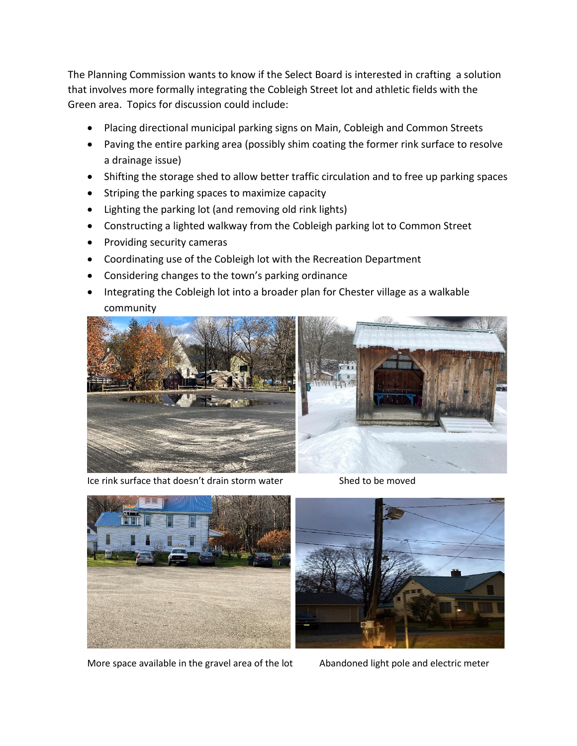The Planning Commission wants to know if the Select Board is interested in crafting a solution that involves more formally integrating the Cobleigh Street lot and athletic fields with the Green area. Topics for discussion could include:

- Placing directional municipal parking signs on Main, Cobleigh and Common Streets
- Paving the entire parking area (possibly shim coating the former rink surface to resolve a drainage issue)
- Shifting the storage shed to allow better traffic circulation and to free up parking spaces
- Striping the parking spaces to maximize capacity
- Lighting the parking lot (and removing old rink lights)
- Constructing a lighted walkway from the Cobleigh parking lot to Common Street
- Providing security cameras
- Coordinating use of the Cobleigh lot with the Recreation Department
- Considering changes to the town's parking ordinance
- Integrating the Cobleigh lot into a broader plan for Chester village as a walkable community

Ice rink surface that doesn't drain storm water

Shed to be moved

More space available in the gravel area of the lot

Abandoned light pole and electric meter